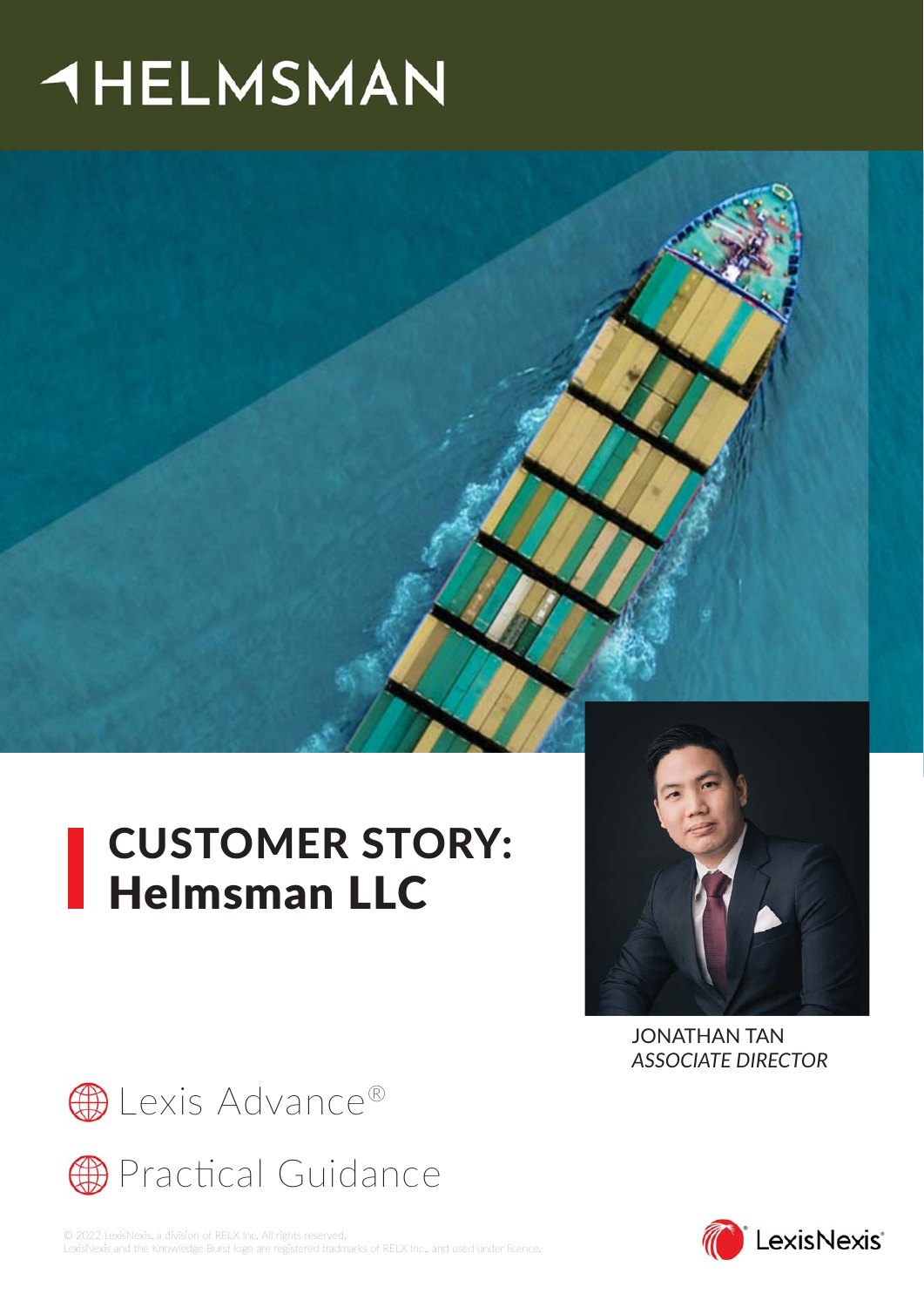HELMSMAN

# CUSTOMER STORY: Helmsman LLC

JONATHAN TAN
*ASSOCIATE DIRECTOR*

Lexis Advance®

Practical Guidance

© 2022 LexisNexis, a division of RELX Inc. All rights reserved.
LexisNexis and the Knowledge Burst logo are registered tradmarks of RELX Inc., and used under licence.

LexisNexis®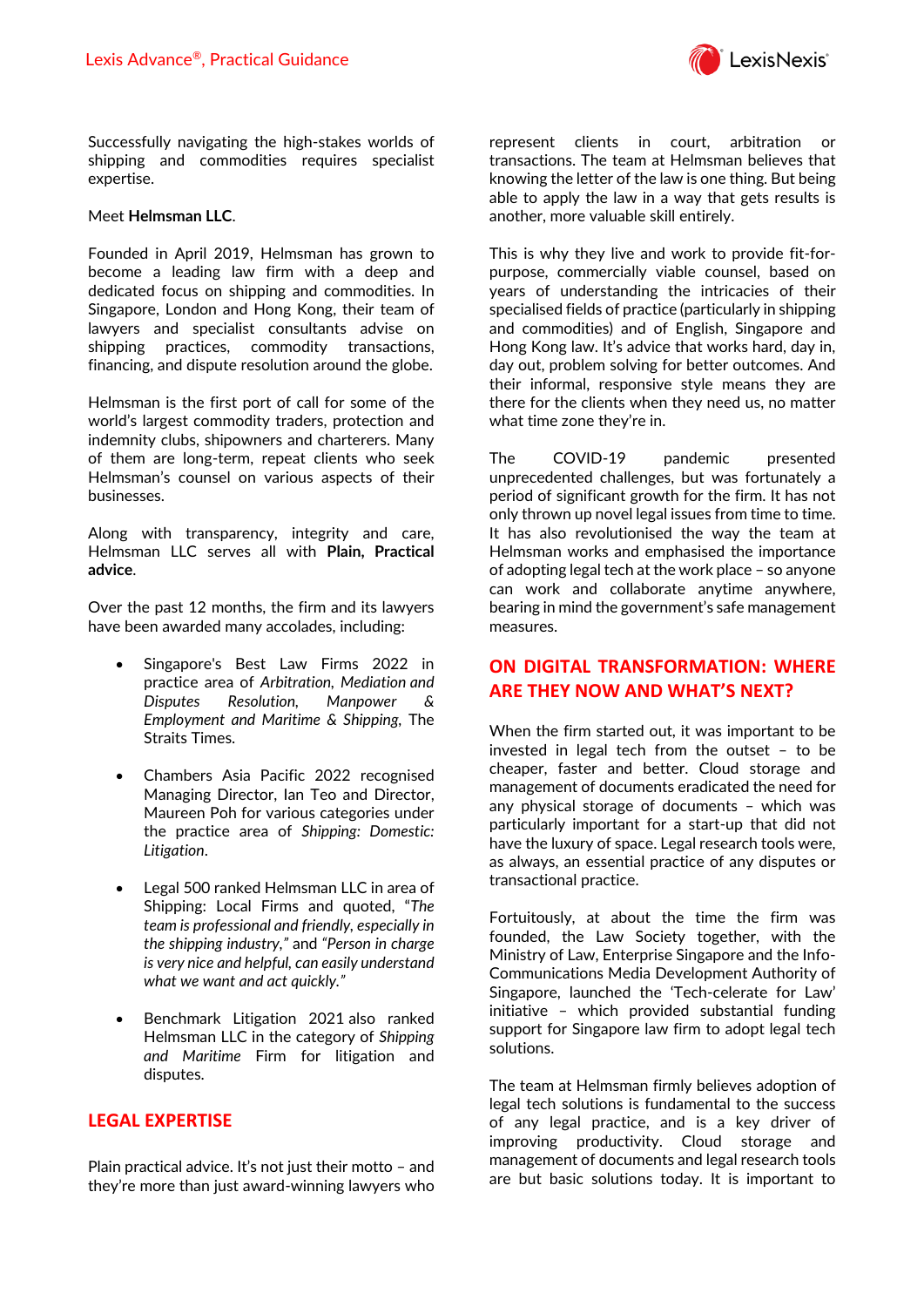Successfully navigating the high-stakes worlds of shipping and commodities requires specialist expertise.

Meet **Helmsman LLC**.

Founded in April 2019, Helmsman has grown to become a leading law firm with a deep and dedicated focus on shipping and commodities. In Singapore, London and Hong Kong, their team of lawyers and specialist consultants advise on shipping practices, commodity transactions, financing, and dispute resolution around the globe.

Helmsman is the first port of call for some of the world's largest commodity traders, protection and indemnity clubs, shipowners and charterers. Many of them are long-term, repeat clients who seek Helmsman's counsel on various aspects of their businesses.

Along with transparency, integrity and care, Helmsman LLC serves all with **Plain, Practical advice**.

Over the past 12 months, the firm and its lawyers have been awarded many accolades, including:

- Singapore's Best Law Firms 2022 in practice area of *Arbitration, Mediation and Disputes Resolution, Manpower & Employment and Maritime & Shipping*, The Straits Times.
- Chambers Asia Pacific 2022 recognised Managing Director, Ian Teo and Director, Maureen Poh for various categories under the practice area of *Shipping: Domestic: Litigation*.
- Legal 500 ranked Helmsman LLC in area of Shipping: Local Firms and quoted, *"The team is professional and friendly, especially in the shipping industry,"* and *"Person in charge is very nice and helpful, can easily understand what we want and act quickly."*
- Benchmark Litigation 2021 also ranked Helmsman LLC in the category of *Shipping and Maritime* Firm for litigation and disputes.

## LEGAL EXPERTISE

Plain practical advice. It's not just their motto – and they're more than just award-winning lawyers who represent clients in court, arbitration or transactions. The team at Helmsman believes that knowing the letter of the law is one thing. But being able to apply the law in a way that gets results is another, more valuable skill entirely.

This is why they live and work to provide fit-for-purpose, commercially viable counsel, based on years of understanding the intricacies of their specialised fields of practice (particularly in shipping and commodities) and of English, Singapore and Hong Kong law. It's advice that works hard, day in, day out, problem solving for better outcomes. And their informal, responsive style means they are there for the clients when they need us, no matter what time zone they're in.

The COVID-19 pandemic presented unprecedented challenges, but was fortunately a period of significant growth for the firm. It has not only thrown up novel legal issues from time to time. It has also revolutionised the way the team at Helmsman works and emphasised the importance of adopting legal tech at the work place – so anyone can work and collaborate anytime anywhere, bearing in mind the government's safe management measures.

## ON DIGITAL TRANSFORMATION: WHERE ARE THEY NOW AND WHAT'S NEXT?

When the firm started out, it was important to be invested in legal tech from the outset – to be cheaper, faster and better. Cloud storage and management of documents eradicated the need for any physical storage of documents – which was particularly important for a start-up that did not have the luxury of space. Legal research tools were, as always, an essential practice of any disputes or transactional practice.

Fortuitously, at about the time the firm was founded, the Law Society together, with the Ministry of Law, Enterprise Singapore and the Info-Communications Media Development Authority of Singapore, launched the 'Tech-celerate for Law' initiative – which provided substantial funding support for Singapore law firm to adopt legal tech solutions.

The team at Helmsman firmly believes adoption of legal tech solutions is fundamental to the success of any legal practice, and is a key driver of improving productivity. Cloud storage and management of documents and legal research tools are but basic solutions today. It is important to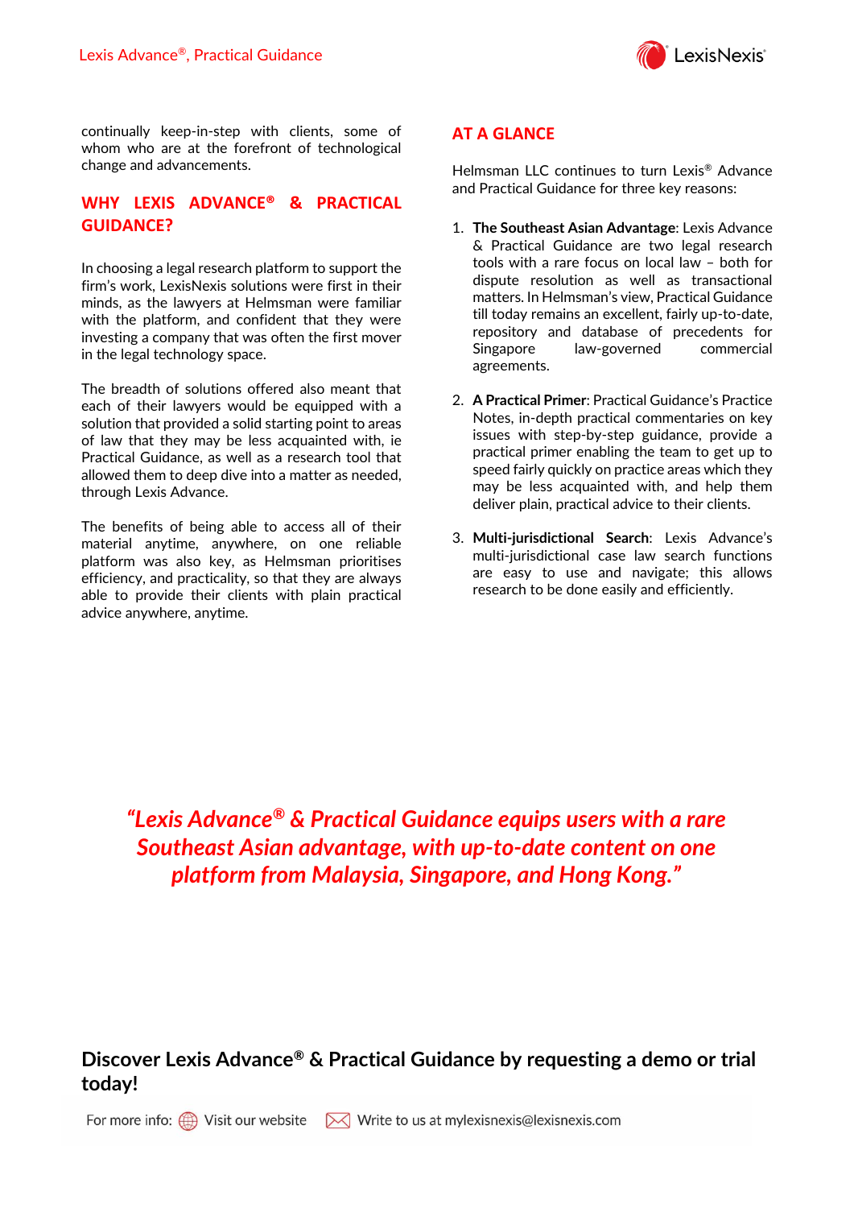continually keep-in-step with clients, some of whom who are at the forefront of technological change and advancements.

## WHY LEXIS ADVANCE® & PRACTICAL GUIDANCE?

In choosing a legal research platform to support the firm's work, LexisNexis solutions were first in their minds, as the lawyers at Helmsman were familiar with the platform, and confident that they were investing a company that was often the first mover in the legal technology space.

The breadth of solutions offered also meant that each of their lawyers would be equipped with a solution that provided a solid starting point to areas of law that they may be less acquainted with, ie Practical Guidance, as well as a research tool that allowed them to deep dive into a matter as needed, through Lexis Advance.

The benefits of being able to access all of their material anytime, anywhere, on one reliable platform was also key, as Helmsman prioritises efficiency, and practicality, so that they are always able to provide their clients with plain practical advice anywhere, anytime.

## AT A GLANCE

Helmsman LLC continues to turn Lexis® Advance and Practical Guidance for three key reasons:

1. **The Southeast Asian Advantage**: Lexis Advance & Practical Guidance are two legal research tools with a rare focus on local law – both for dispute resolution as well as transactional matters. In Helmsman's view, Practical Guidance till today remains an excellent, fairly up-to-date, repository and database of precedents for Singapore law-governed commercial agreements.

2. **A Practical Primer**: Practical Guidance's Practice Notes, in-depth practical commentaries on key issues with step-by-step guidance, provide a practical primer enabling the team to get up to speed fairly quickly on practice areas which they may be less acquainted with, and help them deliver plain, practical advice to their clients.

3. **Multi-jurisdictional Search**: Lexis Advance's multi-jurisdictional case law search functions are easy to use and navigate; this allows research to be done easily and efficiently.

***"Lexis Advance® & Practical Guidance equips users with a rare Southeast Asian advantage, with up-to-date content on one platform from Malaysia, Singapore, and Hong Kong."***

**Discover Lexis Advance® & Practical Guidance by requesting a demo or trial today!**

For more info: Visit our website Write to us at mylexisnexis@lexisnexis.com